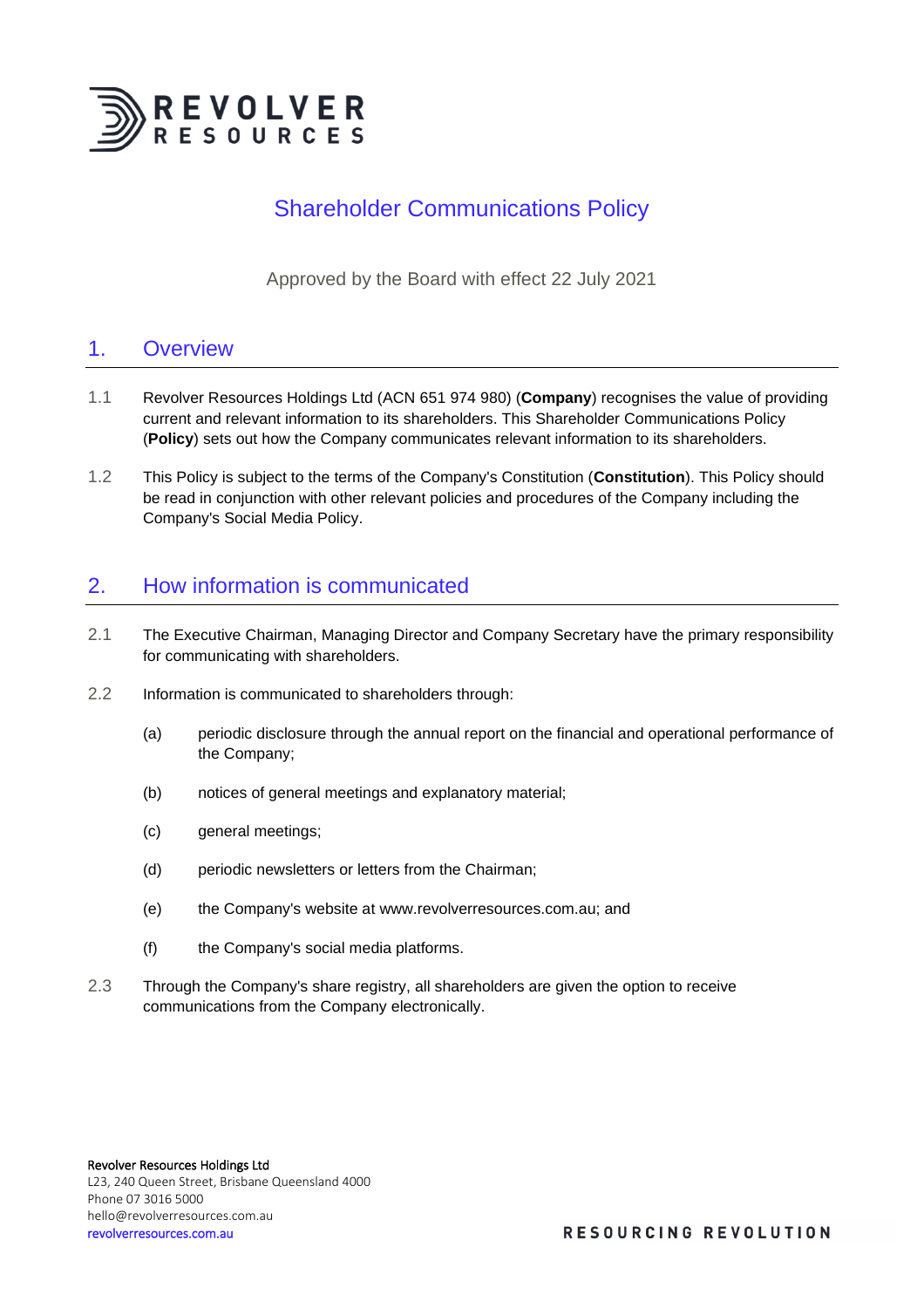# Shareholder Communications Policy

Approved by the Board with effect 22 July 2021

## 1. Overview

1.1 Revolver Resources Holdings Ltd (ACN 651 974 980) (**Company**) recognises the value of providing current and relevant information to its shareholders. This Shareholder Communications Policy (**Policy**) sets out how the Company communicates relevant information to its shareholders.

1.2 This Policy is subject to the terms of the Company's Constitution (**Constitution**). This Policy should be read in conjunction with other relevant policies and procedures of the Company including the Company's Social Media Policy.

## 2. How information is communicated

2.1 The Executive Chairman, Managing Director and Company Secretary have the primary responsibility for communicating with shareholders.

2.2 Information is communicated to shareholders through:

(a) periodic disclosure through the annual report on the financial and operational performance of the Company;

(b) notices of general meetings and explanatory material;

(c) general meetings;

(d) periodic newsletters or letters from the Chairman;

(e) the Company's website at www.revolverresources.com.au; and

(f) the Company's social media platforms.

2.3 Through the Company's share registry, all shareholders are given the option to receive communications from the Company electronically.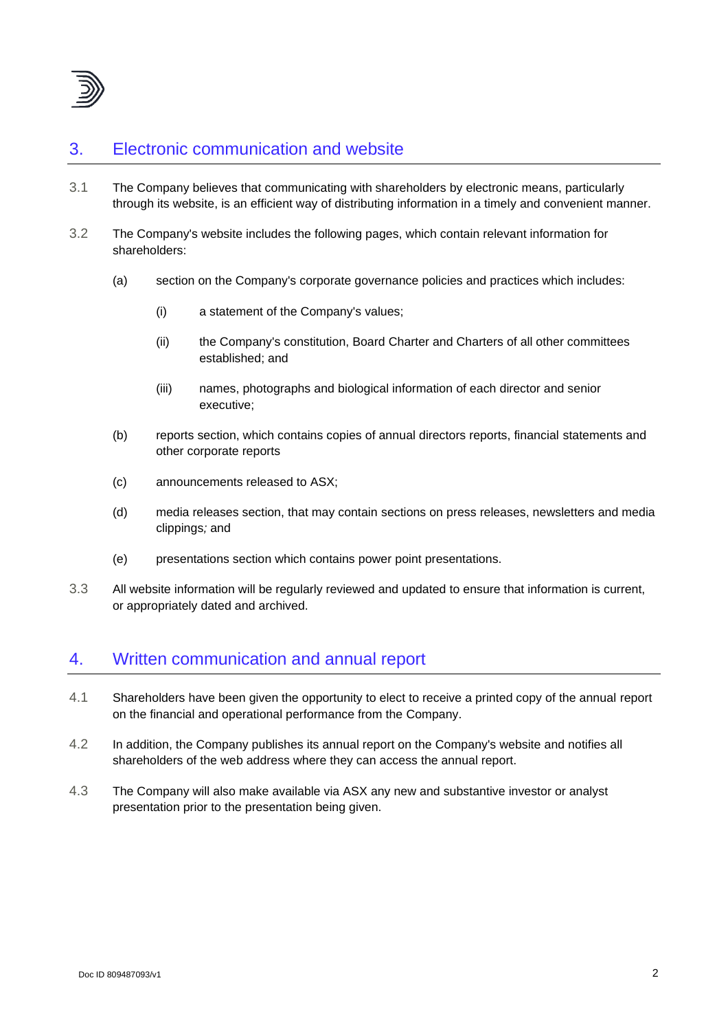## 3. Electronic communication and website

3.1 The Company believes that communicating with shareholders by electronic means, particularly through its website, is an efficient way of distributing information in a timely and convenient manner.

3.2 The Company's website includes the following pages, which contain relevant information for shareholders:

(a) section on the Company's corporate governance policies and practices which includes:

(i) a statement of the Company's values;

(ii) the Company's constitution, Board Charter and Charters of all other committees established; and

(iii) names, photographs and biological information of each director and senior executive;

(b) reports section, which contains copies of annual directors reports, financial statements and other corporate reports

(c) announcements released to ASX;

(d) media releases section, that may contain sections on press releases, newsletters and media clippings; and

(e) presentations section which contains power point presentations.

3.3 All website information will be regularly reviewed and updated to ensure that information is current, or appropriately dated and archived.

## 4. Written communication and annual report

4.1 Shareholders have been given the opportunity to elect to receive a printed copy of the annual report on the financial and operational performance from the Company.

4.2 In addition, the Company publishes its annual report on the Company's website and notifies all shareholders of the web address where they can access the annual report.

4.3 The Company will also make available via ASX any new and substantive investor or analyst presentation prior to the presentation being given.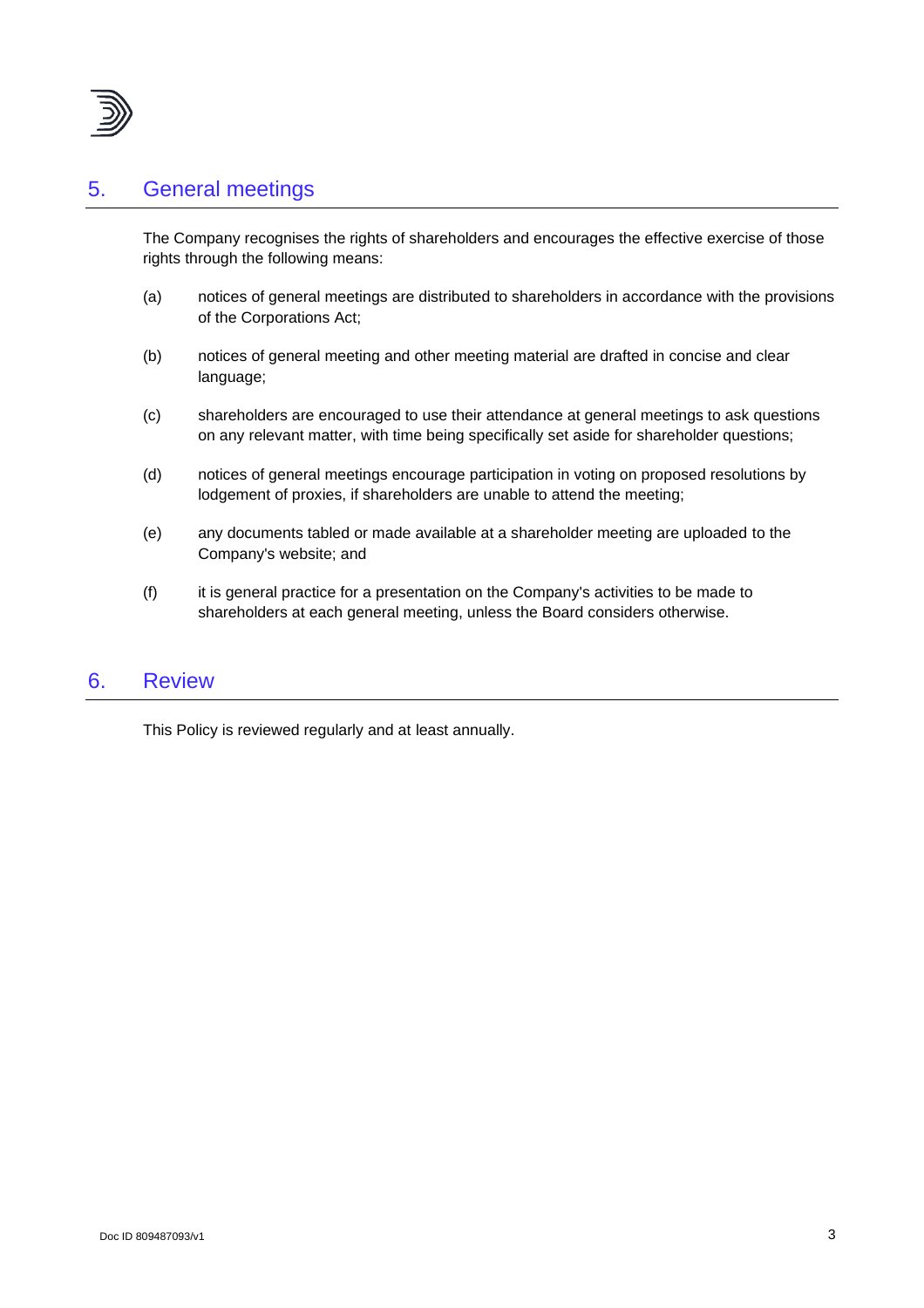## 5. General meetings

The Company recognises the rights of shareholders and encourages the effective exercise of those rights through the following means:

(a) notices of general meetings are distributed to shareholders in accordance with the provisions of the Corporations Act;

(b) notices of general meeting and other meeting material are drafted in concise and clear language;

(c) shareholders are encouraged to use their attendance at general meetings to ask questions on any relevant matter, with time being specifically set aside for shareholder questions;

(d) notices of general meetings encourage participation in voting on proposed resolutions by lodgement of proxies, if shareholders are unable to attend the meeting;

(e) any documents tabled or made available at a shareholder meeting are uploaded to the Company's website; and

(f) it is general practice for a presentation on the Company's activities to be made to shareholders at each general meeting, unless the Board considers otherwise.

## 6. Review

This Policy is reviewed regularly and at least annually.